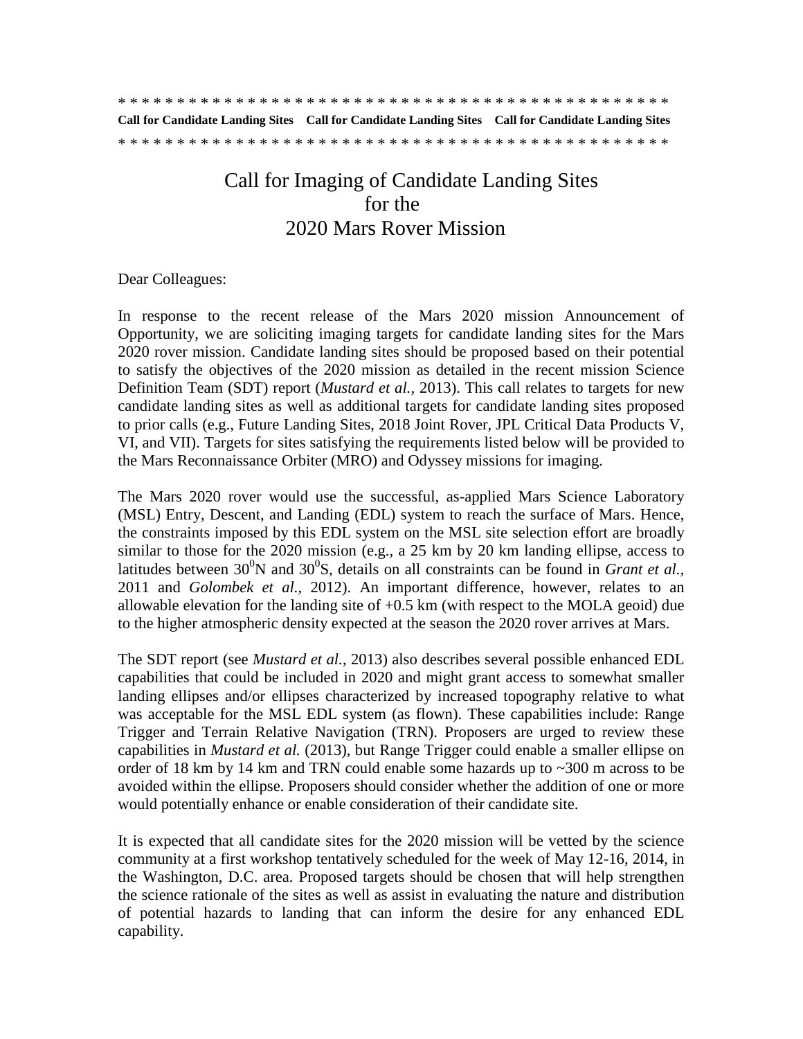\* \* \* \* \* \* \* \* \* \* \* \* \* \* \* \* \* \* \* \* \* \* \* \* \* \* \* \* \* \* \* \* \* \* \* \* \* \* \* \* \* \* \* \* \* \* \* \* \*

**Call for Candidate Landing Sites  Call for Candidate Landing Sites  Call for Candidate Landing Sites**

\* \* \* \* \* \* \* \* \* \* \* \* \* \* \* \* \* \* \* \* \* \* \* \* \* \* \* \* \* \* \* \* \* \* \* \* \* \* \* \* \* \* \* \* \* \* \* \* \*

# Call for Imaging of Candidate Landing Sites for the 2020 Mars Rover Mission

Dear Colleagues:

In response to the recent release of the Mars 2020 mission Announcement of Opportunity, we are soliciting imaging targets for candidate landing sites for the Mars 2020 rover mission. Candidate landing sites should be proposed based on their potential to satisfy the objectives of the 2020 mission as detailed in the recent mission Science Definition Team (SDT) report (*Mustard et al.*, 2013). This call relates to targets for new candidate landing sites as well as additional targets for candidate landing sites proposed to prior calls (e.g., Future Landing Sites, 2018 Joint Rover, JPL Critical Data Products V, VI, and VII). Targets for sites satisfying the requirements listed below will be provided to the Mars Reconnaissance Orbiter (MRO) and Odyssey missions for imaging.

The Mars 2020 rover would use the successful, as-applied Mars Science Laboratory (MSL) Entry, Descent, and Landing (EDL) system to reach the surface of Mars. Hence, the constraints imposed by this EDL system on the MSL site selection effort are broadly similar to those for the 2020 mission (e.g., a 25 km by 20 km landing ellipse, access to latitudes between $30^0$N and $30^0$S, details on all constraints can be found in *Grant et al.*, 2011 and *Golombek et al.*, 2012). An important difference, however, relates to an allowable elevation for the landing site of +0.5 km (with respect to the MOLA geoid) due to the higher atmospheric density expected at the season the 2020 rover arrives at Mars.

The SDT report (see *Mustard et al.*, 2013) also describes several possible enhanced EDL capabilities that could be included in 2020 and might grant access to somewhat smaller landing ellipses and/or ellipses characterized by increased topography relative to what was acceptable for the MSL EDL system (as flown). These capabilities include: Range Trigger and Terrain Relative Navigation (TRN). Proposers are urged to review these capabilities in *Mustard et al.* (2013), but Range Trigger could enable a smaller ellipse on order of 18 km by 14 km and TRN could enable some hazards up to ~300 m across to be avoided within the ellipse. Proposers should consider whether the addition of one or more would potentially enhance or enable consideration of their candidate site.

It is expected that all candidate sites for the 2020 mission will be vetted by the science community at a first workshop tentatively scheduled for the week of May 12-16, 2014, in the Washington, D.C. area. Proposed targets should be chosen that will help strengthen the science rationale of the sites as well as assist in evaluating the nature and distribution of potential hazards to landing that can inform the desire for any enhanced EDL capability.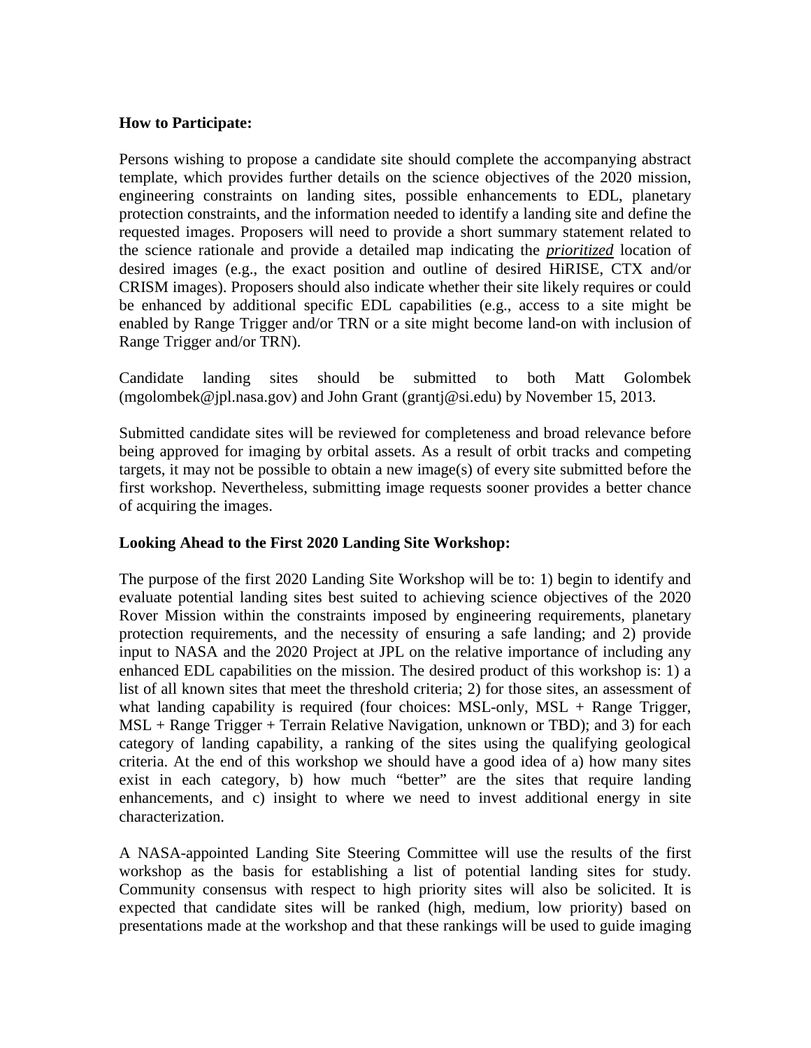**How to Participate:**

Persons wishing to propose a candidate site should complete the accompanying abstract template, which provides further details on the science objectives of the 2020 mission, engineering constraints on landing sites, possible enhancements to EDL, planetary protection constraints, and the information needed to identify a landing site and define the requested images. Proposers will need to provide a short summary statement related to the science rationale and provide a detailed map indicating the ***prioritized*** location of desired images (e.g., the exact position and outline of desired HiRISE, CTX and/or CRISM images). Proposers should also indicate whether their site likely requires or could be enhanced by additional specific EDL capabilities (e.g., access to a site might be enabled by Range Trigger and/or TRN or a site might become land-on with inclusion of Range Trigger and/or TRN).

Candidate landing sites should be submitted to both Matt Golombek (mgolombek@jpl.nasa.gov) and John Grant (grantj@si.edu) by November 15, 2013.

Submitted candidate sites will be reviewed for completeness and broad relevance before being approved for imaging by orbital assets. As a result of orbit tracks and competing targets, it may not be possible to obtain a new image(s) of every site submitted before the first workshop. Nevertheless, submitting image requests sooner provides a better chance of acquiring the images.

**Looking Ahead to the First 2020 Landing Site Workshop:**

The purpose of the first 2020 Landing Site Workshop will be to: 1) begin to identify and evaluate potential landing sites best suited to achieving science objectives of the 2020 Rover Mission within the constraints imposed by engineering requirements, planetary protection requirements, and the necessity of ensuring a safe landing; and 2) provide input to NASA and the 2020 Project at JPL on the relative importance of including any enhanced EDL capabilities on the mission. The desired product of this workshop is: 1) a list of all known sites that meet the threshold criteria; 2) for those sites, an assessment of what landing capability is required (four choices: MSL-only, MSL + Range Trigger, MSL + Range Trigger + Terrain Relative Navigation, unknown or TBD); and 3) for each category of landing capability, a ranking of the sites using the qualifying geological criteria. At the end of this workshop we should have a good idea of a) how many sites exist in each category, b) how much "better" are the sites that require landing enhancements, and c) insight to where we need to invest additional energy in site characterization.

A NASA-appointed Landing Site Steering Committee will use the results of the first workshop as the basis for establishing a list of potential landing sites for study. Community consensus with respect to high priority sites will also be solicited. It is expected that candidate sites will be ranked (high, medium, low priority) based on presentations made at the workshop and that these rankings will be used to guide imaging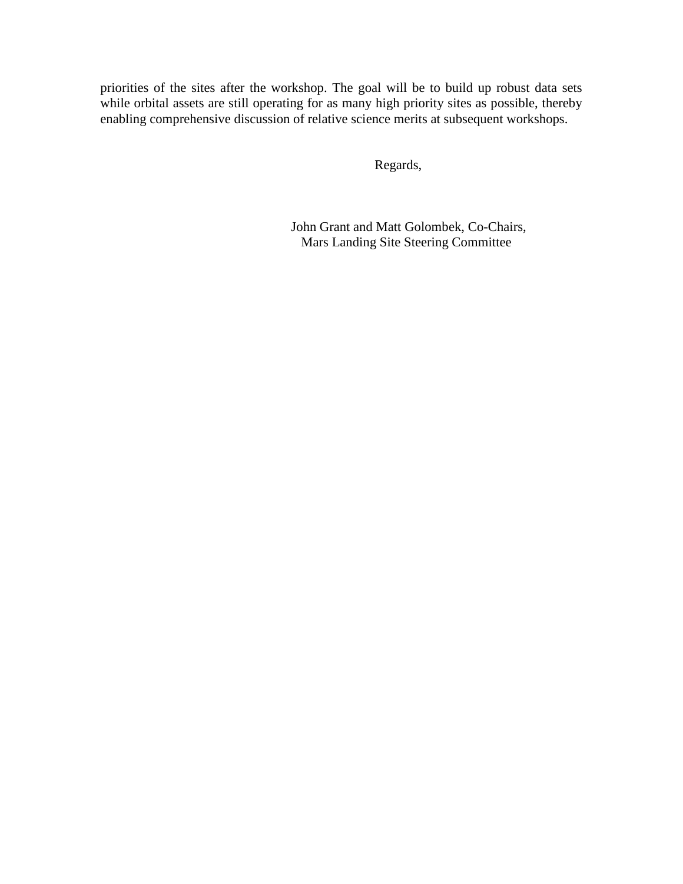priorities of the sites after the workshop. The goal will be to build up robust data sets while orbital assets are still operating for as many high priority sites as possible, thereby enabling comprehensive discussion of relative science merits at subsequent workshops.

Regards,

John Grant and Matt Golombek, Co-Chairs,
Mars Landing Site Steering Committee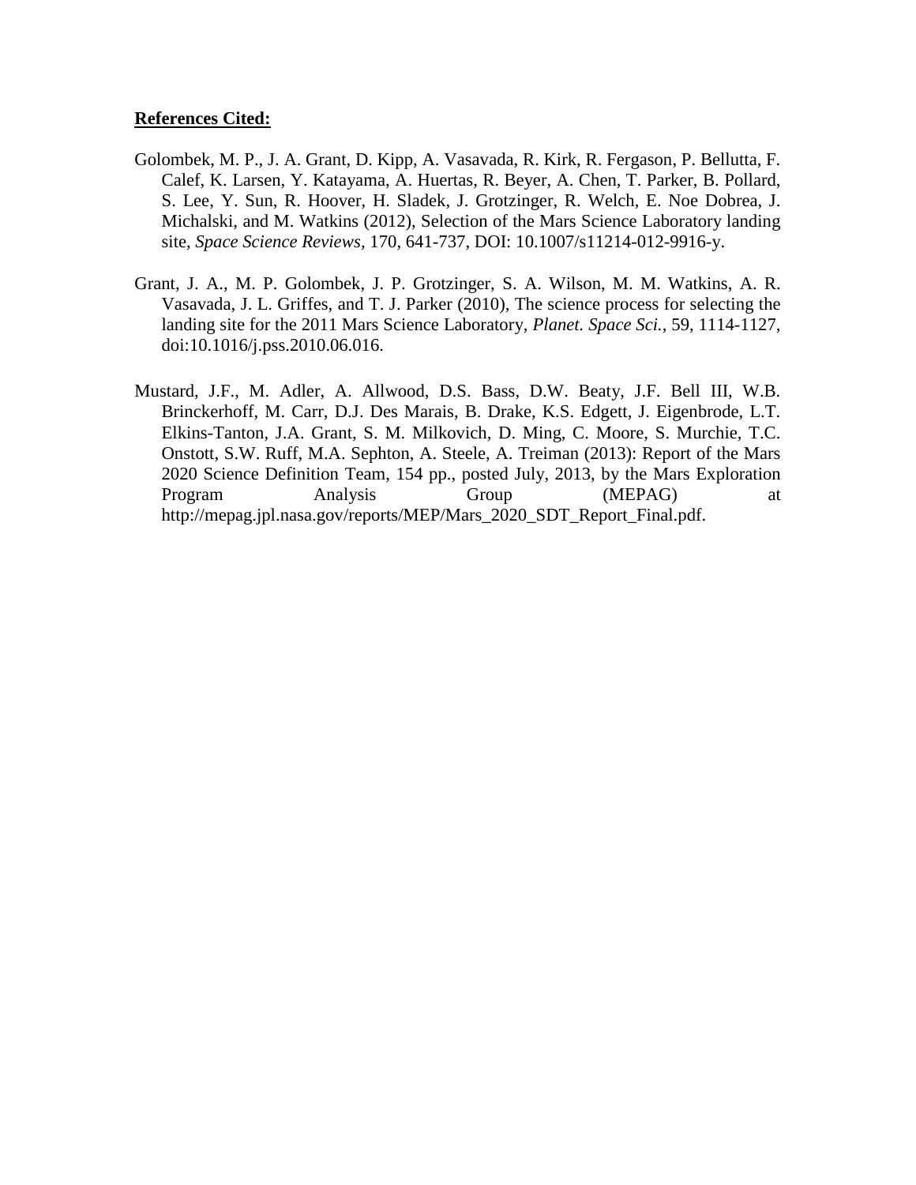**References Cited:**

Golombek, M. P., J. A. Grant, D. Kipp, A. Vasavada, R. Kirk, R. Fergason, P. Bellutta, F. Calef, K. Larsen, Y. Katayama, A. Huertas, R. Beyer, A. Chen, T. Parker, B. Pollard, S. Lee, Y. Sun, R. Hoover, H. Sladek, J. Grotzinger, R. Welch, E. Noe Dobrea, J. Michalski, and M. Watkins (2012), Selection of the Mars Science Laboratory landing site, *Space Science Reviews*, 170, 641-737, DOI: 10.1007/s11214-012-9916-y.

Grant, J. A., M. P. Golombek, J. P. Grotzinger, S. A. Wilson, M. M. Watkins, A. R. Vasavada, J. L. Griffes, and T. J. Parker (2010), The science process for selecting the landing site for the 2011 Mars Science Laboratory, *Planet. Space Sci.*, 59, 1114-1127, doi:10.1016/j.pss.2010.06.016.

Mustard, J.F., M. Adler, A. Allwood, D.S. Bass, D.W. Beaty, J.F. Bell III, W.B. Brinckerhoff, M. Carr, D.J. Des Marais, B. Drake, K.S. Edgett, J. Eigenbrode, L.T. Elkins-Tanton, J.A. Grant, S. M. Milkovich, D. Ming, C. Moore, S. Murchie, T.C. Onstott, S.W. Ruff, M.A. Sephton, A. Steele, A. Treiman (2013): Report of the Mars 2020 Science Definition Team, 154 pp., posted July, 2013, by the Mars Exploration Program Analysis Group (MEPAG) at http://mepag.jpl.nasa.gov/reports/MEP/Mars_2020_SDT_Report_Final.pdf.